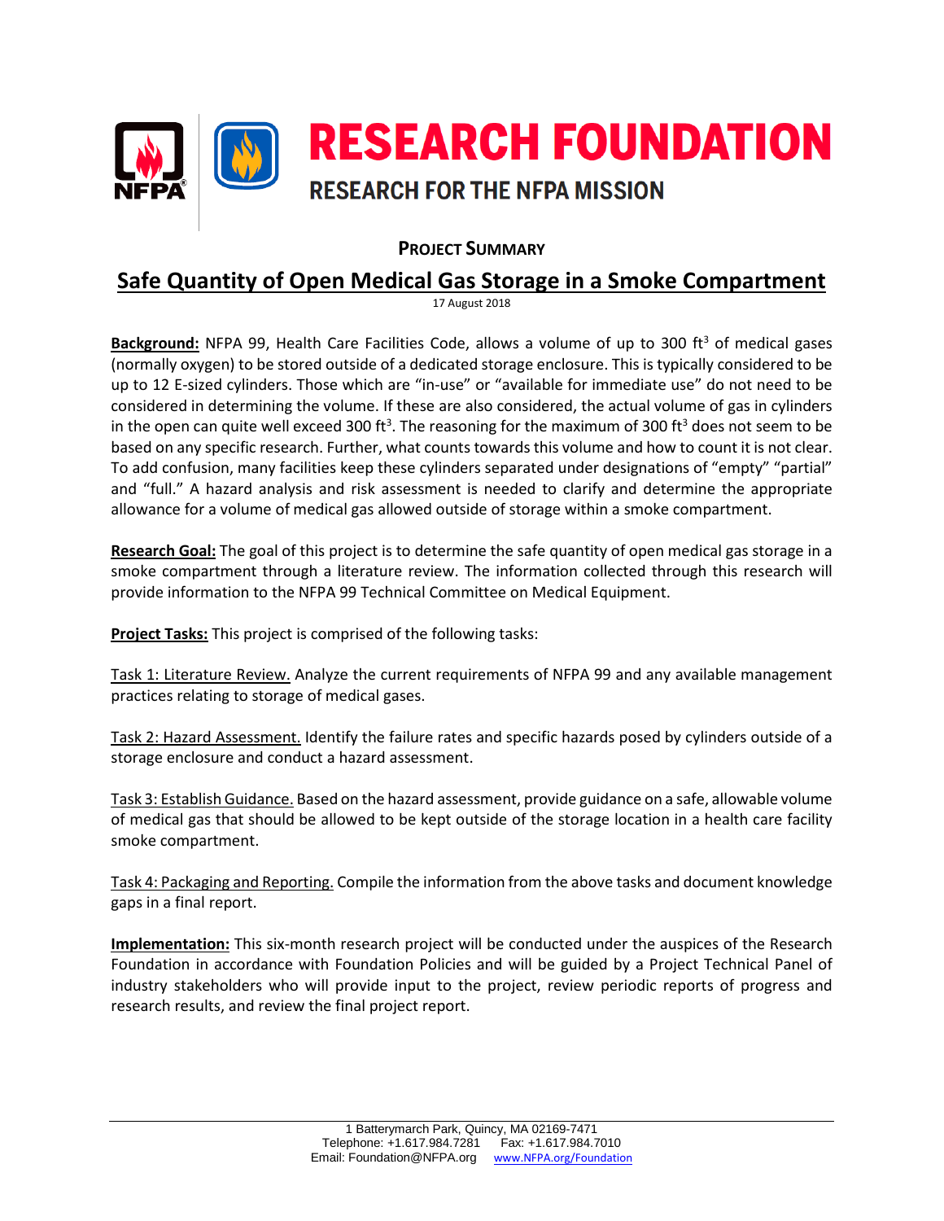# RESEARCH FOUNDATION

## RESEARCH FOR THE NFPA MISSION

**PROJECT SUMMARY**

# Safe Quantity of Open Medical Gas Storage in a Smoke Compartment

17 August 2018

**Background:** NFPA 99, Health Care Facilities Code, allows a volume of up to 300 $ft^3$ of medical gases (normally oxygen) to be stored outside of a dedicated storage enclosure. This is typically considered to be up to 12 E-sized cylinders. Those which are "in-use" or "available for immediate use" do not need to be considered in determining the volume. If these are also considered, the actual volume of gas in cylinders in the open can quite well exceed 300 $ft^3$. The reasoning for the maximum of 300 $ft^3$ does not seem to be based on any specific research. Further, what counts towards this volume and how to count it is not clear. To add confusion, many facilities keep these cylinders separated under designations of "empty" "partial" and "full." A hazard analysis and risk assessment is needed to clarify and determine the appropriate allowance for a volume of medical gas allowed outside of storage within a smoke compartment.

**Research Goal:** The goal of this project is to determine the safe quantity of open medical gas storage in a smoke compartment through a literature review. The information collected through this research will provide information to the NFPA 99 Technical Committee on Medical Equipment.

**Project Tasks:** This project is comprised of the following tasks:

Task 1: Literature Review. Analyze the current requirements of NFPA 99 and any available management practices relating to storage of medical gases.

Task 2: Hazard Assessment. Identify the failure rates and specific hazards posed by cylinders outside of a storage enclosure and conduct a hazard assessment.

Task 3: Establish Guidance. Based on the hazard assessment, provide guidance on a safe, allowable volume of medical gas that should be allowed to be kept outside of the storage location in a health care facility smoke compartment.

Task 4: Packaging and Reporting. Compile the information from the above tasks and document knowledge gaps in a final report.

**Implementation:** This six-month research project will be conducted under the auspices of the Research Foundation in accordance with Foundation Policies and will be guided by a Project Technical Panel of industry stakeholders who will provide input to the project, review periodic reports of progress and research results, and review the final project report.

1 Batterymarch Park, Quincy, MA 02169-7471
Telephone: +1.617.984.7281 Fax: +1.617.984.7010
Email: Foundation@NFPA.org www.NFPA.org/Foundation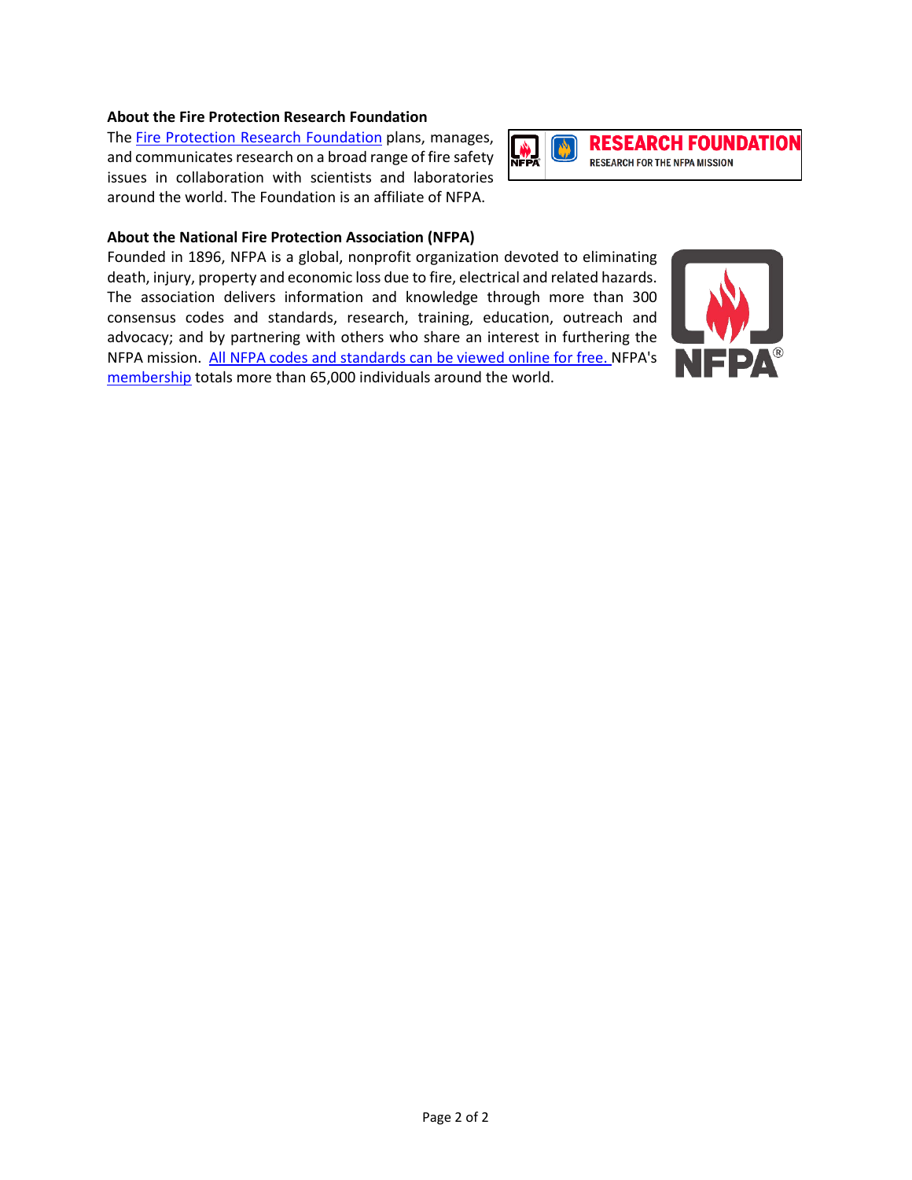**About the Fire Protection Research Foundation**

The Fire Protection Research Foundation plans, manages, and communicates research on a broad range of fire safety issues in collaboration with scientists and laboratories around the world. The Foundation is an affiliate of NFPA.

**About the National Fire Protection Association (NFPA)**

Founded in 1896, NFPA is a global, nonprofit organization devoted to eliminating death, injury, property and economic loss due to fire, electrical and related hazards. The association delivers information and knowledge through more than 300 consensus codes and standards, research, training, education, outreach and advocacy; and by partnering with others who share an interest in furthering the NFPA mission. All NFPA codes and standards can be viewed online for free. NFPA's membership totals more than 65,000 individuals around the world.